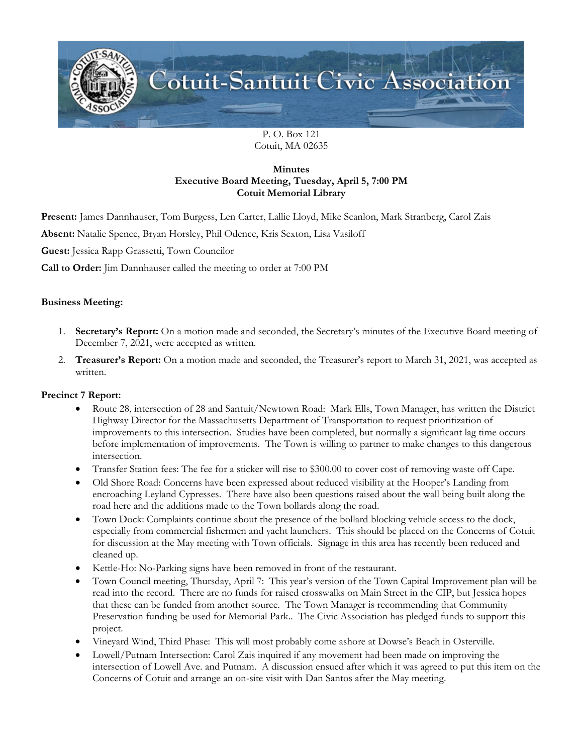# Cotuit-Santuit Civic Association

P. O. Box 121
Cotuit, MA 02635

**Minutes**
**Executive Board Meeting, Tuesday, April 5, 7:00 PM**
**Cotuit Memorial Library**

**Present:** James Dannhauser, Tom Burgess, Len Carter, Lallie Lloyd, Mike Scanlon, Mark Stranberg, Carol Zais

**Absent:** Natalie Spence, Bryan Horsley, Phil Odence, Kris Sexton, Lisa Vasiloff

**Guest:** Jessica Rapp Grassetti, Town Councilor

**Call to Order:** Jim Dannhauser called the meeting to order at 7:00 PM

## Business Meeting:

1. **Secretary's Report:** On a motion made and seconded, the Secretary's minutes of the Executive Board meeting of December 7, 2021, were accepted as written.
2. **Treasurer's Report:** On a motion made and seconded, the Treasurer's report to March 31, 2021, was accepted as written.

## Precinct 7 Report:

- Route 28, intersection of 28 and Santuit/Newtown Road: Mark Ells, Town Manager, has written the District Highway Director for the Massachusetts Department of Transportation to request prioritization of improvements to this intersection. Studies have been completed, but normally a significant lag time occurs before implementation of improvements. The Town is willing to partner to make changes to this dangerous intersection.
- Transfer Station fees: The fee for a sticker will rise to $300.00 to cover cost of removing waste off Cape.
- Old Shore Road: Concerns have been expressed about reduced visibility at the Hooper's Landing from encroaching Leyland Cypresses. There have also been questions raised about the wall being built along the road here and the additions made to the Town bollards along the road.
- Town Dock: Complaints continue about the presence of the bollard blocking vehicle access to the dock, especially from commercial fishermen and yacht launchers. This should be placed on the Concerns of Cotuit for discussion at the May meeting with Town officials. Signage in this area has recently been reduced and cleaned up.
- Kettle-Ho: No-Parking signs have been removed in front of the restaurant.
- Town Council meeting, Thursday, April 7: This year's version of the Town Capital Improvement plan will be read into the record. There are no funds for raised crosswalks on Main Street in the CIP, but Jessica hopes that these can be funded from another source. The Town Manager is recommending that Community Preservation funding be used for Memorial Park.. The Civic Association has pledged funds to support this project.
- Vineyard Wind, Third Phase: This will most probably come ashore at Dowse's Beach in Osterville.
- Lowell/Putnam Intersection: Carol Zais inquired if any movement had been made on improving the intersection of Lowell Ave. and Putnam. A discussion ensued after which it was agreed to put this item on the Concerns of Cotuit and arrange an on-site visit with Dan Santos after the May meeting.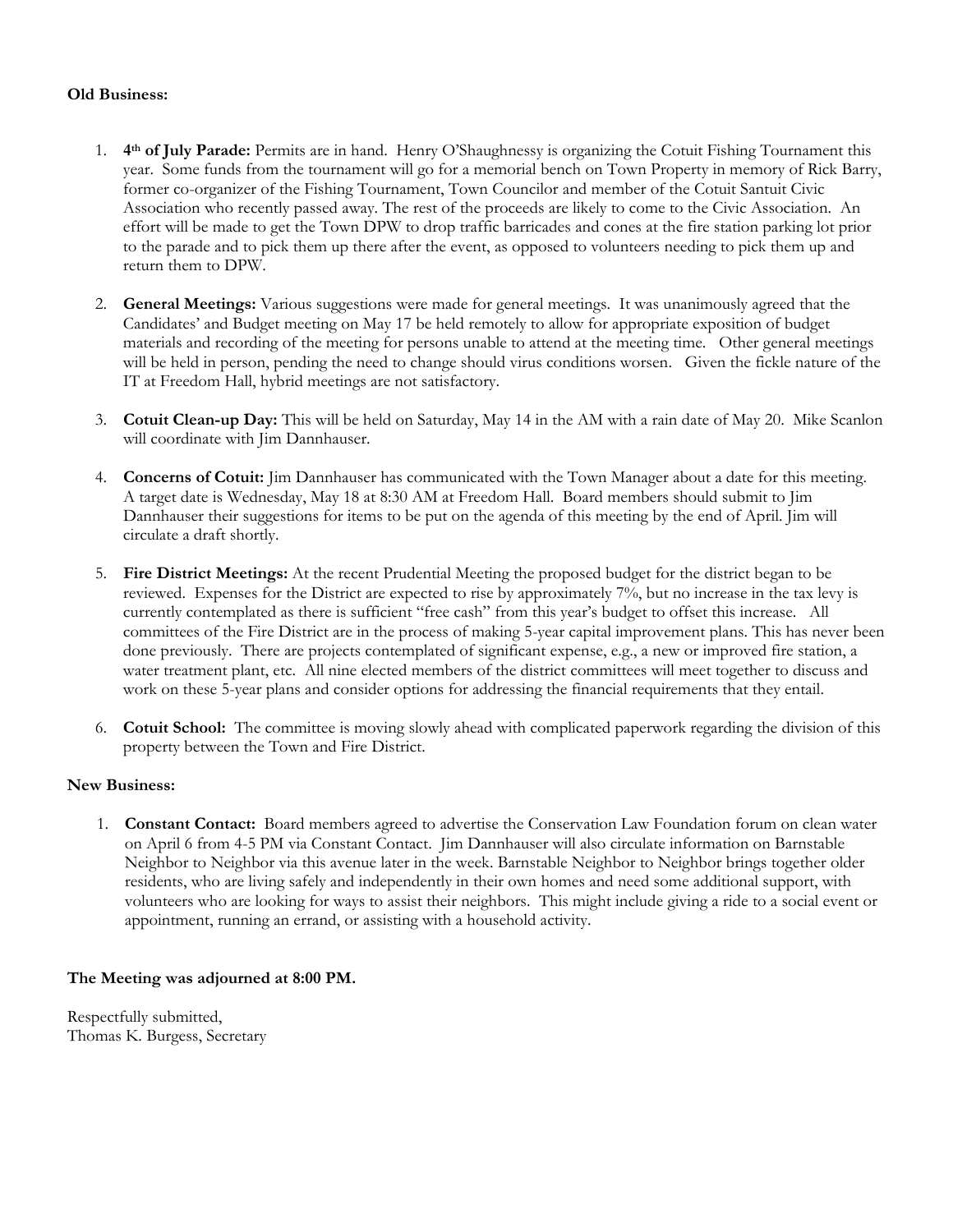**Old Business:**

1. **4th of July Parade:** Permits are in hand. Henry O'Shaughnessy is organizing the Cotuit Fishing Tournament this year. Some funds from the tournament will go for a memorial bench on Town Property in memory of Rick Barry, former co-organizer of the Fishing Tournament, Town Councilor and member of the Cotuit Santuit Civic Association who recently passed away. The rest of the proceeds are likely to come to the Civic Association. An effort will be made to get the Town DPW to drop traffic barricades and cones at the fire station parking lot prior to the parade and to pick them up there after the event, as opposed to volunteers needing to pick them up and return them to DPW.

2. **General Meetings:** Various suggestions were made for general meetings. It was unanimously agreed that the Candidates' and Budget meeting on May 17 be held remotely to allow for appropriate exposition of budget materials and recording of the meeting for persons unable to attend at the meeting time. Other general meetings will be held in person, pending the need to change should virus conditions worsen. Given the fickle nature of the IT at Freedom Hall, hybrid meetings are not satisfactory.

3. **Cotuit Clean-up Day:** This will be held on Saturday, May 14 in the AM with a rain date of May 20. Mike Scanlon will coordinate with Jim Dannhauser.

4. **Concerns of Cotuit:** Jim Dannhauser has communicated with the Town Manager about a date for this meeting. A target date is Wednesday, May 18 at 8:30 AM at Freedom Hall. Board members should submit to Jim Dannhauser their suggestions for items to be put on the agenda of this meeting by the end of April. Jim will circulate a draft shortly.

5. **Fire District Meetings:** At the recent Prudential Meeting the proposed budget for the district began to be reviewed. Expenses for the District are expected to rise by approximately 7%, but no increase in the tax levy is currently contemplated as there is sufficient "free cash" from this year's budget to offset this increase. All committees of the Fire District are in the process of making 5-year capital improvement plans. This has never been done previously. There are projects contemplated of significant expense, e.g., a new or improved fire station, a water treatment plant, etc. All nine elected members of the district committees will meet together to discuss and work on these 5-year plans and consider options for addressing the financial requirements that they entail.

6. **Cotuit School:** The committee is moving slowly ahead with complicated paperwork regarding the division of this property between the Town and Fire District.

**New Business:**

1. **Constant Contact:** Board members agreed to advertise the Conservation Law Foundation forum on clean water on April 6 from 4-5 PM via Constant Contact. Jim Dannhauser will also circulate information on Barnstable Neighbor to Neighbor via this avenue later in the week. Barnstable Neighbor to Neighbor brings together older residents, who are living safely and independently in their own homes and need some additional support, with volunteers who are looking for ways to assist their neighbors. This might include giving a ride to a social event or appointment, running an errand, or assisting with a household activity.

**The Meeting was adjourned at 8:00 PM.**

Respectfully submitted,
Thomas K. Burgess, Secretary